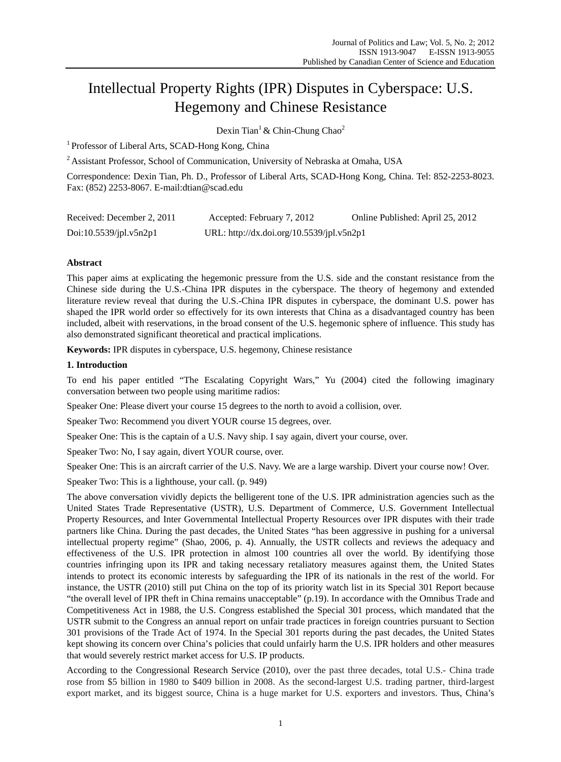# Intellectual Property Rights (IPR) Disputes in Cyberspace: U.S. Hegemony and Chinese Resistance

Dexin Tian[1] & Chin-Chung Chao[2]

[1] Professor of Liberal Arts, SCAD-Hong Kong, China

[2] Assistant Professor, School of Communication, University of Nebraska at Omaha, USA

Correspondence: Dexin Tian, Ph. D., Professor of Liberal Arts, SCAD-Hong Kong, China. Tel: 852-2253-8023. Fax: (852) 2253-8067. E-mail:dtian@scad.edu

Received: December 2, 2011 Accepted: February 7, 2012 Online Published: April 25, 2012

Doi:10.5539/jpl.v5n2p1 URL: http://dx.doi.org/10.5539/jpl.v5n2p1

**Abstract**

This paper aims at explicating the hegemonic pressure from the U.S. side and the constant resistance from the Chinese side during the U.S.-China IPR disputes in the cyberspace. The theory of hegemony and extended literature review reveal that during the U.S.-China IPR disputes in cyberspace, the dominant U.S. power has shaped the IPR world order so effectively for its own interests that China as a disadvantaged country has been included, albeit with reservations, in the broad consent of the U.S. hegemonic sphere of influence. This study has also demonstrated significant theoretical and practical implications.

**Keywords:** IPR disputes in cyberspace, U.S. hegemony, Chinese resistance

## 1. Introduction

To end his paper entitled "The Escalating Copyright Wars," Yu (2004) cited the following imaginary conversation between two people using maritime radios:

Speaker One: Please divert your course 15 degrees to the north to avoid a collision, over.

Speaker Two: Recommend you divert YOUR course 15 degrees, over.

Speaker One: This is the captain of a U.S. Navy ship. I say again, divert your course, over.

Speaker Two: No, I say again, divert YOUR course, over.

Speaker One: This is an aircraft carrier of the U.S. Navy. We are a large warship. Divert your course now! Over.

Speaker Two: This is a lighthouse, your call. (p. 949)

The above conversation vividly depicts the belligerent tone of the U.S. IPR administration agencies such as the United States Trade Representative (USTR), U.S. Department of Commerce, U.S. Government Intellectual Property Resources, and Inter Governmental Intellectual Property Resources over IPR disputes with their trade partners like China. During the past decades, the United States "has been aggressive in pushing for a universal intellectual property regime" (Shao, 2006, p. 4). Annually, the USTR collects and reviews the adequacy and effectiveness of the U.S. IPR protection in almost 100 countries all over the world. By identifying those countries infringing upon its IPR and taking necessary retaliatory measures against them, the United States intends to protect its economic interests by safeguarding the IPR of its nationals in the rest of the world. For instance, the USTR (2010) still put China on the top of its priority watch list in its Special 301 Report because "the overall level of IPR theft in China remains unacceptable" (p.19). In accordance with the Omnibus Trade and Competitiveness Act in 1988, the U.S. Congress established the Special 301 process, which mandated that the USTR submit to the Congress an annual report on unfair trade practices in foreign countries pursuant to Section 301 provisions of the Trade Act of 1974. In the Special 301 reports during the past decades, the United States kept showing its concern over China's policies that could unfairly harm the U.S. IPR holders and other measures that would severely restrict market access for U.S. IP products.

According to the Congressional Research Service (2010), over the past three decades, total U.S.- China trade rose from $5 billion in 1980 to $409 billion in 2008. As the second-largest U.S. trading partner, third-largest export market, and its biggest source, China is a huge market for U.S. exporters and investors. Thus, China's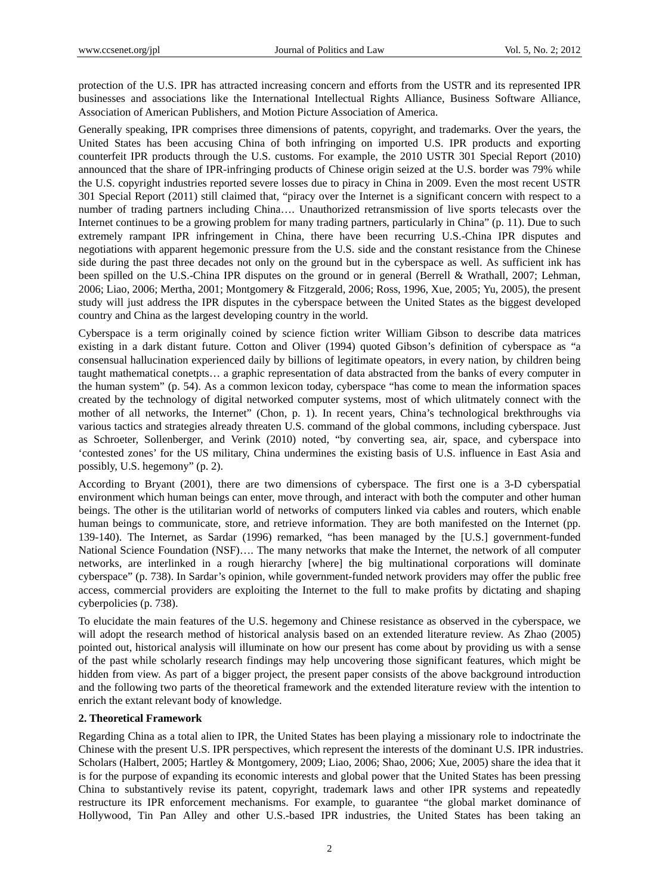protection of the U.S. IPR has attracted increasing concern and efforts from the USTR and its represented IPR businesses and associations like the International Intellectual Rights Alliance, Business Software Alliance, Association of American Publishers, and Motion Picture Association of America.

Generally speaking, IPR comprises three dimensions of patents, copyright, and trademarks. Over the years, the United States has been accusing China of both infringing on imported U.S. IPR products and exporting counterfeit IPR products through the U.S. customs. For example, the 2010 USTR 301 Special Report (2010) announced that the share of IPR-infringing products of Chinese origin seized at the U.S. border was 79% while the U.S. copyright industries reported severe losses due to piracy in China in 2009. Even the most recent USTR 301 Special Report (2011) still claimed that, "piracy over the Internet is a significant concern with respect to a number of trading partners including China…. Unauthorized retransmission of live sports telecasts over the Internet continues to be a growing problem for many trading partners, particularly in China" (p. 11). Due to such extremely rampant IPR infringement in China, there have been recurring U.S.-China IPR disputes and negotiations with apparent hegemonic pressure from the U.S. side and the constant resistance from the Chinese side during the past three decades not only on the ground but in the cyberspace as well. As sufficient ink has been spilled on the U.S.-China IPR disputes on the ground or in general (Berrell & Wrathall, 2007; Lehman, 2006; Liao, 2006; Mertha, 2001; Montgomery & Fitzgerald, 2006; Ross, 1996, Xue, 2005; Yu, 2005), the present study will just address the IPR disputes in the cyberspace between the United States as the biggest developed country and China as the largest developing country in the world.

Cyberspace is a term originally coined by science fiction writer William Gibson to describe data matrices existing in a dark distant future. Cotton and Oliver (1994) quoted Gibson's definition of cyberspace as "a consensual hallucination experienced daily by billions of legitimate opeators, in every nation, by children being taught mathematical conetpts… a graphic representation of data abstracted from the banks of every computer in the human system" (p. 54). As a common lexicon today, cyberspace "has come to mean the information spaces created by the technology of digital networked computer systems, most of which ulitmately connect with the mother of all networks, the Internet" (Chon, p. 1). In recent years, China's technological brekthroughs via various tactics and strategies already threaten U.S. command of the global commons, including cyberspace. Just as Schroeter, Sollenberger, and Verink (2010) noted, "by converting sea, air, space, and cyberspace into 'contested zones' for the US military, China undermines the existing basis of U.S. influence in East Asia and possibly, U.S. hegemony" (p. 2).

According to Bryant (2001), there are two dimensions of cyberspace. The first one is a 3-D cyberspatial environment which human beings can enter, move through, and interact with both the computer and other human beings. The other is the utilitarian world of networks of computers linked via cables and routers, which enable human beings to communicate, store, and retrieve information. They are both manifested on the Internet (pp. 139-140). The Internet, as Sardar (1996) remarked, "has been managed by the [U.S.] government-funded National Science Foundation (NSF)…. The many networks that make the Internet, the network of all computer networks, are interlinked in a rough hierarchy [where] the big multinational corporations will dominate cyberspace" (p. 738). In Sardar's opinion, while government-funded network providers may offer the public free access, commercial providers are exploiting the Internet to the full to make profits by dictating and shaping cyberpolicies (p. 738).

To elucidate the main features of the U.S. hegemony and Chinese resistance as observed in the cyberspace, we will adopt the research method of historical analysis based on an extended literature review. As Zhao (2005) pointed out, historical analysis will illuminate on how our present has come about by providing us with a sense of the past while scholarly research findings may help uncovering those significant features, which might be hidden from view. As part of a bigger project, the present paper consists of the above background introduction and the following two parts of the theoretical framework and the extended literature review with the intention to enrich the extant relevant body of knowledge.

## 2. Theoretical Framework

Regarding China as a total alien to IPR, the United States has been playing a missionary role to indoctrinate the Chinese with the present U.S. IPR perspectives, which represent the interests of the dominant U.S. IPR industries. Scholars (Halbert, 2005; Hartley & Montgomery, 2009; Liao, 2006; Shao, 2006; Xue, 2005) share the idea that it is for the purpose of expanding its economic interests and global power that the United States has been pressing China to substantively revise its patent, copyright, trademark laws and other IPR systems and repeatedly restructure its IPR enforcement mechanisms. For example, to guarantee "the global market dominance of Hollywood, Tin Pan Alley and other U.S.-based IPR industries, the United States has been taking an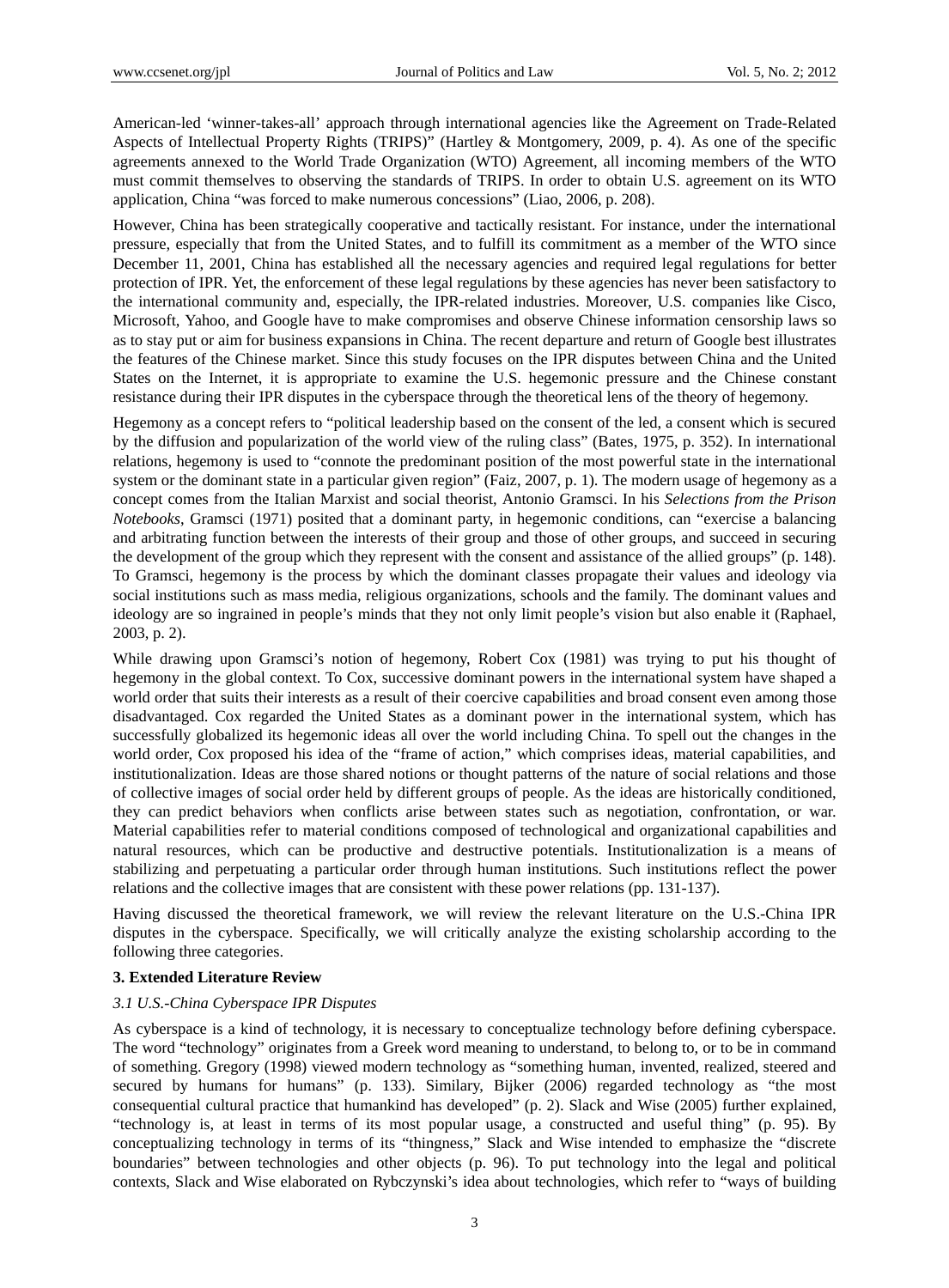American-led 'winner-takes-all' approach through international agencies like the Agreement on Trade-Related Aspects of Intellectual Property Rights (TRIPS)" (Hartley & Montgomery, 2009, p. 4). As one of the specific agreements annexed to the World Trade Organization (WTO) Agreement, all incoming members of the WTO must commit themselves to observing the standards of TRIPS. In order to obtain U.S. agreement on its WTO application, China "was forced to make numerous concessions" (Liao, 2006, p. 208).

However, China has been strategically cooperative and tactically resistant. For instance, under the international pressure, especially that from the United States, and to fulfill its commitment as a member of the WTO since December 11, 2001, China has established all the necessary agencies and required legal regulations for better protection of IPR. Yet, the enforcement of these legal regulations by these agencies has never been satisfactory to the international community and, especially, the IPR-related industries. Moreover, U.S. companies like Cisco, Microsoft, Yahoo, and Google have to make compromises and observe Chinese information censorship laws so as to stay put or aim for business expansions in China. The recent departure and return of Google best illustrates the features of the Chinese market. Since this study focuses on the IPR disputes between China and the United States on the Internet, it is appropriate to examine the U.S. hegemonic pressure and the Chinese constant resistance during their IPR disputes in the cyberspace through the theoretical lens of the theory of hegemony.

Hegemony as a concept refers to "political leadership based on the consent of the led, a consent which is secured by the diffusion and popularization of the world view of the ruling class" (Bates, 1975, p. 352). In international relations, hegemony is used to "connote the predominant position of the most powerful state in the international system or the dominant state in a particular given region" (Faiz, 2007, p. 1). The modern usage of hegemony as a concept comes from the Italian Marxist and social theorist, Antonio Gramsci. In his *Selections from the Prison Notebooks*, Gramsci (1971) posited that a dominant party, in hegemonic conditions, can "exercise a balancing and arbitrating function between the interests of their group and those of other groups, and succeed in securing the development of the group which they represent with the consent and assistance of the allied groups" (p. 148). To Gramsci, hegemony is the process by which the dominant classes propagate their values and ideology via social institutions such as mass media, religious organizations, schools and the family. The dominant values and ideology are so ingrained in people's minds that they not only limit people's vision but also enable it (Raphael, 2003, p. 2).

While drawing upon Gramsci's notion of hegemony, Robert Cox (1981) was trying to put his thought of hegemony in the global context. To Cox, successive dominant powers in the international system have shaped a world order that suits their interests as a result of their coercive capabilities and broad consent even among those disadvantaged. Cox regarded the United States as a dominant power in the international system, which has successfully globalized its hegemonic ideas all over the world including China. To spell out the changes in the world order, Cox proposed his idea of the "frame of action," which comprises ideas, material capabilities, and institutionalization. Ideas are those shared notions or thought patterns of the nature of social relations and those of collective images of social order held by different groups of people. As the ideas are historically conditioned, they can predict behaviors when conflicts arise between states such as negotiation, confrontation, or war. Material capabilities refer to material conditions composed of technological and organizational capabilities and natural resources, which can be productive and destructive potentials. Institutionalization is a means of stabilizing and perpetuating a particular order through human institutions. Such institutions reflect the power relations and the collective images that are consistent with these power relations (pp. 131-137).

Having discussed the theoretical framework, we will review the relevant literature on the U.S.-China IPR disputes in the cyberspace. Specifically, we will critically analyze the existing scholarship according to the following three categories.

## 3. Extended Literature Review

### *3.1 U.S.-China Cyberspace IPR Disputes*

As cyberspace is a kind of technology, it is necessary to conceptualize technology before defining cyberspace. The word "technology" originates from a Greek word meaning to understand, to belong to, or to be in command of something. Gregory (1998) viewed modern technology as "something human, invented, realized, steered and secured by humans for humans" (p. 133). Similary, Bijker (2006) regarded technology as "the most consequential cultural practice that humankind has developed" (p. 2). Slack and Wise (2005) further explained, "technology is, at least in terms of its most popular usage, a constructed and useful thing" (p. 95). By conceptualizing technology in terms of its "thingness," Slack and Wise intended to emphasize the "discrete boundaries" between technologies and other objects (p. 96). To put technology into the legal and political contexts, Slack and Wise elaborated on Rybczynski's idea about technologies, which refer to "ways of building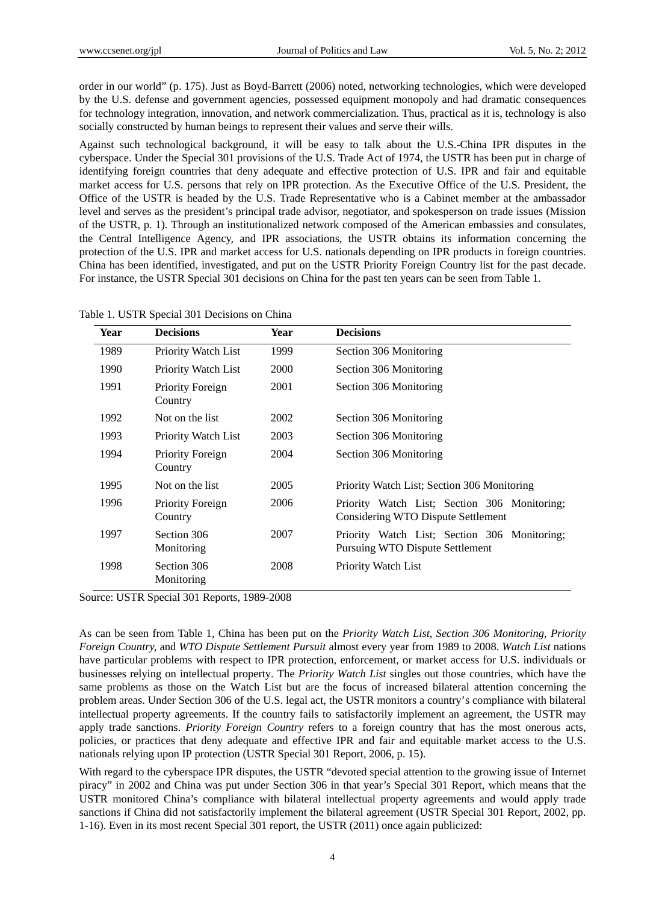order in our world" (p. 175). Just as Boyd-Barrett (2006) noted, networking technologies, which were developed by the U.S. defense and government agencies, possessed equipment monopoly and had dramatic consequences for technology integration, innovation, and network commercialization. Thus, practical as it is, technology is also socially constructed by human beings to represent their values and serve their wills.

Against such technological background, it will be easy to talk about the U.S.-China IPR disputes in the cyberspace. Under the Special 301 provisions of the U.S. Trade Act of 1974, the USTR has been put in charge of identifying foreign countries that deny adequate and effective protection of U.S. IPR and fair and equitable market access for U.S. persons that rely on IPR protection. As the Executive Office of the U.S. President, the Office of the USTR is headed by the U.S. Trade Representative who is a Cabinet member at the ambassador level and serves as the president's principal trade advisor, negotiator, and spokesperson on trade issues (Mission of the USTR, p. 1). Through an institutionalized network composed of the American embassies and consulates, the Central Intelligence Agency, and IPR associations, the USTR obtains its information concerning the protection of the U.S. IPR and market access for U.S. nationals depending on IPR products in foreign countries. China has been identified, investigated, and put on the USTR Priority Foreign Country list for the past decade. For instance, the USTR Special 301 decisions on China for the past ten years can be seen from Table 1.

Table 1. USTR Special 301 Decisions on China

| Year | Decisions | Year | Decisions |
|---|---|---|---|
| 1989 | Priority Watch List | 1999 | Section 306 Monitoring |
| 1990 | Priority Watch List | 2000 | Section 306 Monitoring |
| 1991 | Priority Foreign Country | 2001 | Section 306 Monitoring |
| 1992 | Not on the list | 2002 | Section 306 Monitoring |
| 1993 | Priority Watch List | 2003 | Section 306 Monitoring |
| 1994 | Priority Foreign Country | 2004 | Section 306 Monitoring |
| 1995 | Not on the list | 2005 | Priority Watch List; Section 306 Monitoring |
| 1996 | Priority Foreign Country | 2006 | Priority Watch List; Section 306 Monitoring; Considering WTO Dispute Settlement |
| 1997 | Section 306 Monitoring | 2007 | Priority Watch List; Section 306 Monitoring; Pursuing WTO Dispute Settlement |
| 1998 | Section 306 Monitoring | 2008 | Priority Watch List |

Source: USTR Special 301 Reports, 1989-2008

As can be seen from Table 1, China has been put on the *Priority Watch List*, *Section 306 Monitoring, Priority Foreign Country,* and *WTO Dispute Settlement Pursuit* almost every year from 1989 to 2008. *Watch List* nations have particular problems with respect to IPR protection, enforcement, or market access for U.S. individuals or businesses relying on intellectual property. The *Priority Watch List* singles out those countries, which have the same problems as those on the Watch List but are the focus of increased bilateral attention concerning the problem areas. Under Section 306 of the U.S. legal act, the USTR monitors a country's compliance with bilateral intellectual property agreements. If the country fails to satisfactorily implement an agreement, the USTR may apply trade sanctions. *Priority Foreign Country* refers to a foreign country that has the most onerous acts, policies, or practices that deny adequate and effective IPR and fair and equitable market access to the U.S. nationals relying upon IP protection (USTR Special 301 Report, 2006, p. 15).

With regard to the cyberspace IPR disputes, the USTR "devoted special attention to the growing issue of Internet piracy" in 2002 and China was put under Section 306 in that year's Special 301 Report, which means that the USTR monitored China's compliance with bilateral intellectual property agreements and would apply trade sanctions if China did not satisfactorily implement the bilateral agreement (USTR Special 301 Report, 2002, pp. 1-16). Even in its most recent Special 301 report, the USTR (2011) once again publicized: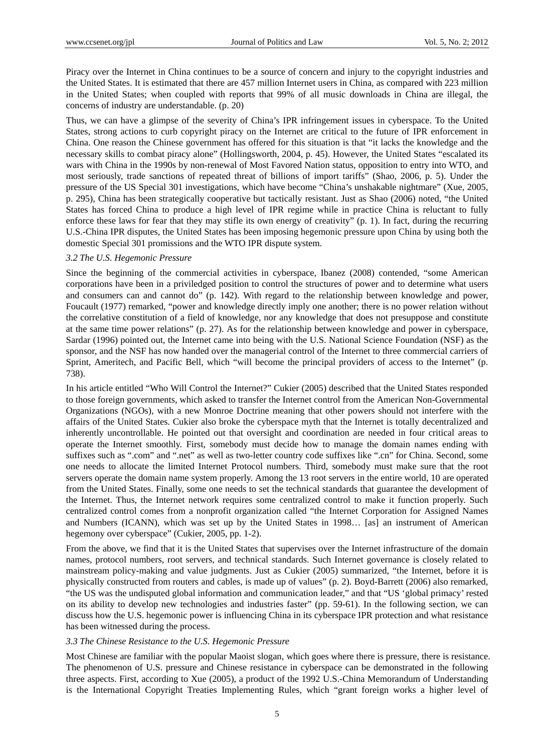Piracy over the Internet in China continues to be a source of concern and injury to the copyright industries and the United States. It is estimated that there are 457 million Internet users in China, as compared with 223 million in the United States; when coupled with reports that 99% of all music downloads in China are illegal, the concerns of industry are understandable. (p. 20)

Thus, we can have a glimpse of the severity of China's IPR infringement issues in cyberspace. To the United States, strong actions to curb copyright piracy on the Internet are critical to the future of IPR enforcement in China. One reason the Chinese government has offered for this situation is that "it lacks the knowledge and the necessary skills to combat piracy alone" (Hollingsworth, 2004, p. 45). However, the United States "escalated its wars with China in the 1990s by non-renewal of Most Favored Nation status, opposition to entry into WTO, and most seriously, trade sanctions of repeated threat of billions of import tariffs" (Shao, 2006, p. 5). Under the pressure of the US Special 301 investigations, which have become "China's unshakable nightmare" (Xue, 2005, p. 295), China has been strategically cooperative but tactically resistant. Just as Shao (2006) noted, "the United States has forced China to produce a high level of IPR regime while in practice China is reluctant to fully enforce these laws for fear that they may stifle its own energy of creativity" (p. 1). In fact, during the recurring U.S.-China IPR disputes, the United States has been imposing hegemonic pressure upon China by using both the domestic Special 301 promissions and the WTO IPR dispute system.

### *3.2 The U.S. Hegemonic Pressure*

Since the beginning of the commercial activities in cyberspace, Ibanez (2008) contended, "some American corporations have been in a priviledged position to control the structures of power and to determine what users and consumers can and cannot do" (p. 142). With regard to the relationship between knowledge and power, Foucault (1977) remarked, "power and knowledge directly imply one another; there is no power relation without the correlative constitution of a field of knowledge, nor any knowledge that does not presuppose and constitute at the same time power relations" (p. 27). As for the relationship between knowledge and power in cyberspace, Sardar (1996) pointed out, the Internet came into being with the U.S. National Science Foundation (NSF) as the sponsor, and the NSF has now handed over the managerial control of the Internet to three commercial carriers of Sprint, Ameritech, and Pacific Bell, which "will become the principal providers of access to the Internet" (p. 738).

In his article entitled "Who Will Control the Internet?" Cukier (2005) described that the United States responded to those foreign governments, which asked to transfer the Internet control from the American Non-Governmental Organizations (NGOs), with a new Monroe Doctrine meaning that other powers should not interfere with the affairs of the United States. Cukier also broke the cyberspace myth that the Internet is totally decentralized and inherently uncontrollable. He pointed out that oversight and coordination are needed in four critical areas to operate the Internet smoothly. First, somebody must decide how to manage the domain names ending with suffixes such as ".com" and ".net" as well as two-letter country code suffixes like ".cn" for China. Second, some one needs to allocate the limited Internet Protocol numbers. Third, somebody must make sure that the root servers operate the domain name system properly. Among the 13 root servers in the entire world, 10 are operated from the United States. Finally, some one needs to set the technical standards that guarantee the development of the Internet. Thus, the Internet network requires some centralized control to make it function properly. Such centralized control comes from a nonprofit organization called "the Internet Corporation for Assigned Names and Numbers (ICANN), which was set up by the United States in 1998… [as] an instrument of American hegemony over cyberspace" (Cukier, 2005, pp. 1-2).

From the above, we find that it is the United States that supervises over the Internet infrastructure of the domain names, protocol numbers, root servers, and technical standards. Such Internet governance is closely related to mainstream policy-making and value judgments. Just as Cukier (2005) summarized, "the Internet, before it is physically constructed from routers and cables, is made up of values" (p. 2). Boyd-Barrett (2006) also remarked, "the US was the undisputed global information and communication leader," and that "US 'global primacy' rested on its ability to develop new technologies and industries faster" (pp. 59-61). In the following section, we can discuss how the U.S. hegemonic power is influencing China in its cyberspace IPR protection and what resistance has been witnessed during the process.

### *3.3 The Chinese Resistance to the U.S. Hegemonic Pressure*

Most Chinese are familiar with the popular Maoist slogan, which goes where there is pressure, there is resistance. The phenomenon of U.S. pressure and Chinese resistance in cyberspace can be demonstrated in the following three aspects. First, according to Xue (2005), a product of the 1992 U.S.-China Memorandum of Understanding is the International Copyright Treaties Implementing Rules, which "grant foreign works a higher level of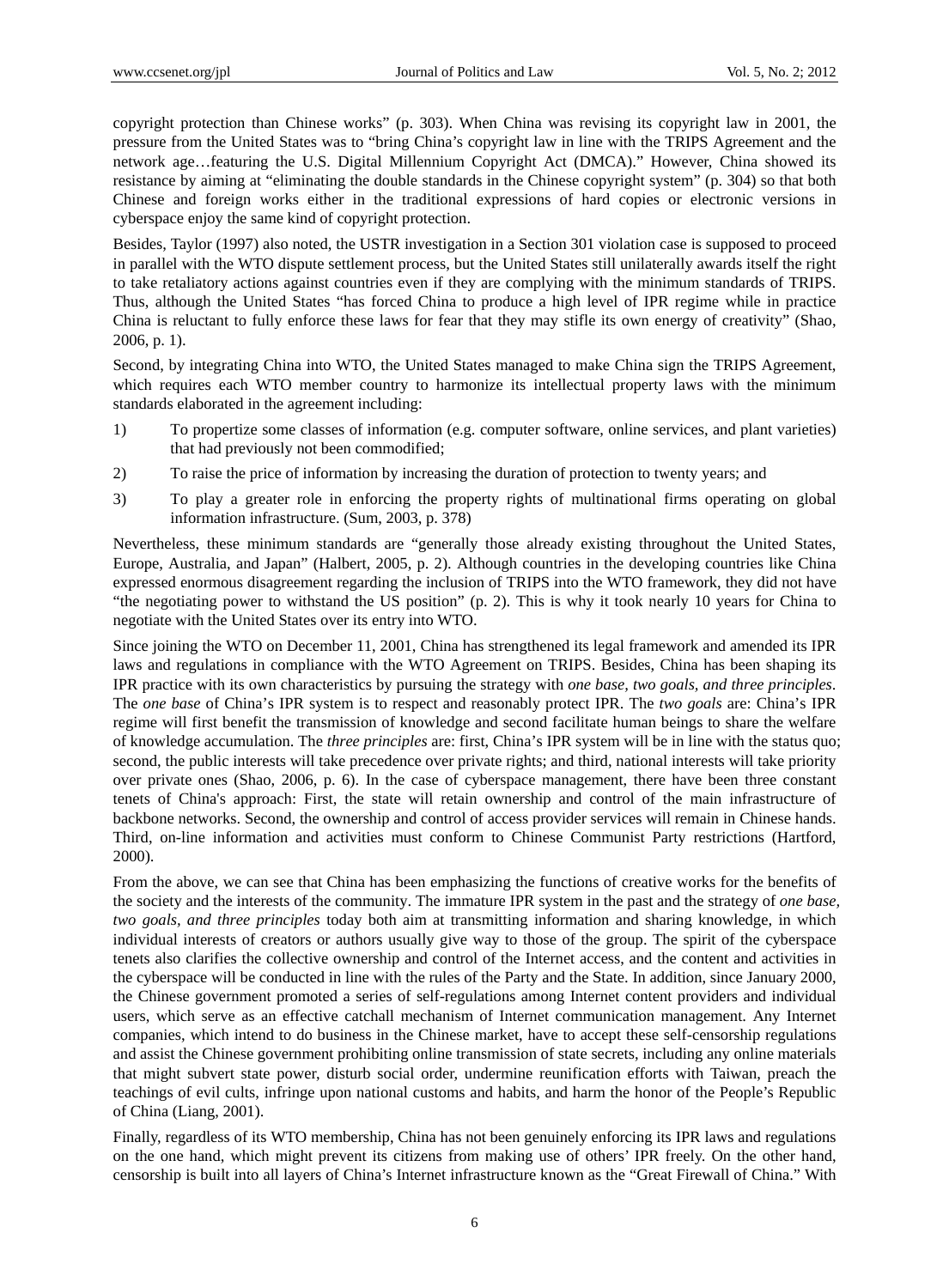copyright protection than Chinese works" (p. 303). When China was revising its copyright law in 2001, the pressure from the United States was to "bring China's copyright law in line with the TRIPS Agreement and the network age…featuring the U.S. Digital Millennium Copyright Act (DMCA)." However, China showed its resistance by aiming at "eliminating the double standards in the Chinese copyright system" (p. 304) so that both Chinese and foreign works either in the traditional expressions of hard copies or electronic versions in cyberspace enjoy the same kind of copyright protection.

Besides, Taylor (1997) also noted, the USTR investigation in a Section 301 violation case is supposed to proceed in parallel with the WTO dispute settlement process, but the United States still unilaterally awards itself the right to take retaliatory actions against countries even if they are complying with the minimum standards of TRIPS. Thus, although the United States "has forced China to produce a high level of IPR regime while in practice China is reluctant to fully enforce these laws for fear that they may stifle its own energy of creativity" (Shao, 2006, p. 1).

Second, by integrating China into WTO, the United States managed to make China sign the TRIPS Agreement, which requires each WTO member country to harmonize its intellectual property laws with the minimum standards elaborated in the agreement including:

1) To propertize some classes of information (e.g. computer software, online services, and plant varieties) that had previously not been commodified;
2) To raise the price of information by increasing the duration of protection to twenty years; and
3) To play a greater role in enforcing the property rights of multinational firms operating on global information infrastructure. (Sum, 2003, p. 378)

Nevertheless, these minimum standards are "generally those already existing throughout the United States, Europe, Australia, and Japan" (Halbert, 2005, p. 2). Although countries in the developing countries like China expressed enormous disagreement regarding the inclusion of TRIPS into the WTO framework, they did not have "the negotiating power to withstand the US position" (p. 2). This is why it took nearly 10 years for China to negotiate with the United States over its entry into WTO.

Since joining the WTO on December 11, 2001, China has strengthened its legal framework and amended its IPR laws and regulations in compliance with the WTO Agreement on TRIPS. Besides, China has been shaping its IPR practice with its own characteristics by pursuing the strategy with *one base, two goals, and three principles*. The *one base* of China's IPR system is to respect and reasonably protect IPR. The *two goals* are: China's IPR regime will first benefit the transmission of knowledge and second facilitate human beings to share the welfare of knowledge accumulation. The *three principles* are: first, China's IPR system will be in line with the status quo; second, the public interests will take precedence over private rights; and third, national interests will take priority over private ones (Shao, 2006, p. 6). In the case of cyberspace management, there have been three constant tenets of China's approach: First, the state will retain ownership and control of the main infrastructure of backbone networks. Second, the ownership and control of access provider services will remain in Chinese hands. Third, on-line information and activities must conform to Chinese Communist Party restrictions (Hartford, 2000).

From the above, we can see that China has been emphasizing the functions of creative works for the benefits of the society and the interests of the community. The immature IPR system in the past and the strategy of *one base, two goals, and three principles* today both aim at transmitting information and sharing knowledge, in which individual interests of creators or authors usually give way to those of the group. The spirit of the cyberspace tenets also clarifies the collective ownership and control of the Internet access, and the content and activities in the cyberspace will be conducted in line with the rules of the Party and the State. In addition, since January 2000, the Chinese government promoted a series of self-regulations among Internet content providers and individual users, which serve as an effective catchall mechanism of Internet communication management. Any Internet companies, which intend to do business in the Chinese market, have to accept these self-censorship regulations and assist the Chinese government prohibiting online transmission of state secrets, including any online materials that might subvert state power, disturb social order, undermine reunification efforts with Taiwan, preach the teachings of evil cults, infringe upon national customs and habits, and harm the honor of the People's Republic of China (Liang, 2001).

Finally, regardless of its WTO membership, China has not been genuinely enforcing its IPR laws and regulations on the one hand, which might prevent its citizens from making use of others' IPR freely. On the other hand, censorship is built into all layers of China's Internet infrastructure known as the "Great Firewall of China." With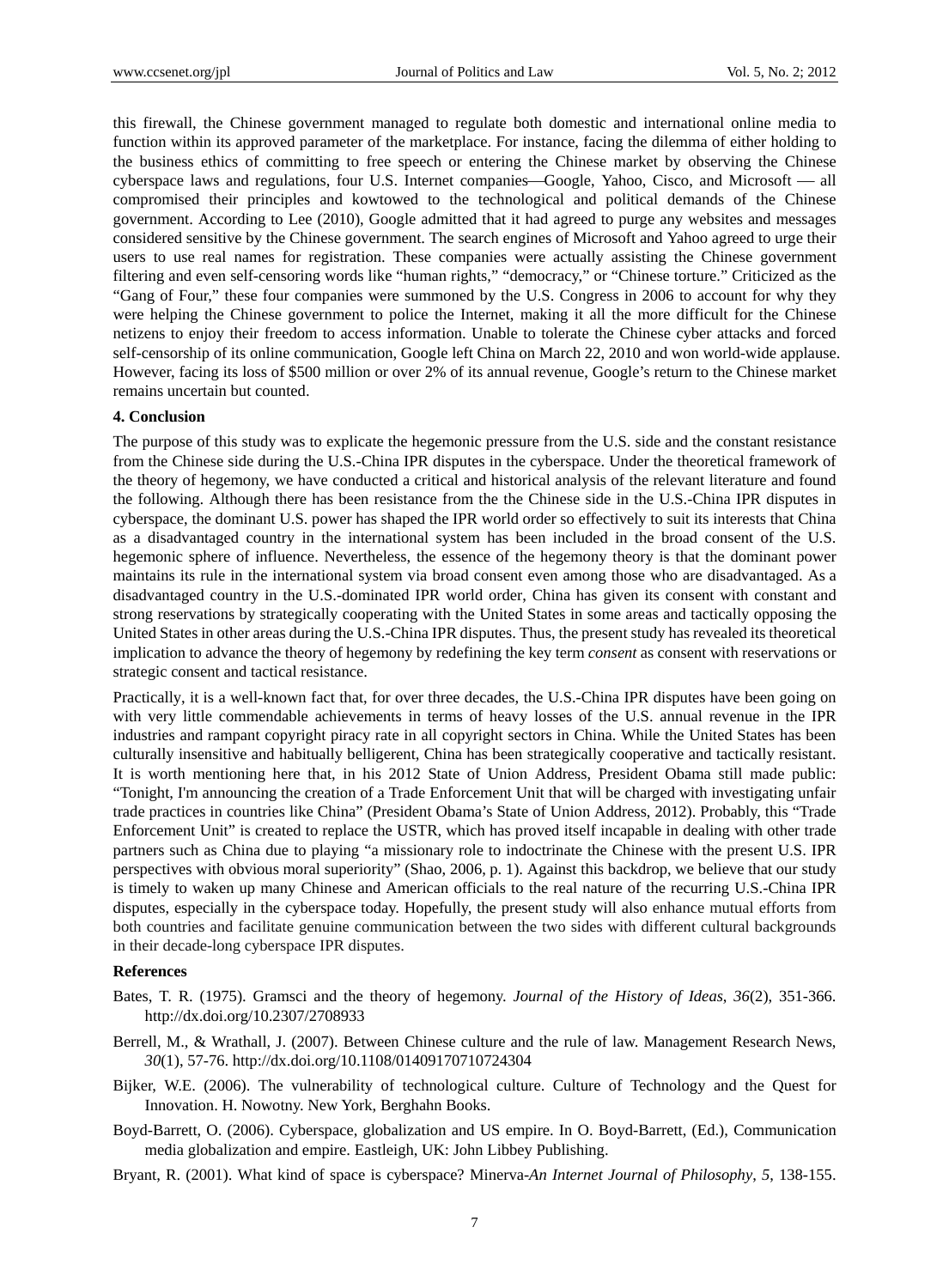this firewall, the Chinese government managed to regulate both domestic and international online media to function within its approved parameter of the marketplace. For instance, facing the dilemma of either holding to the business ethics of committing to free speech or entering the Chinese market by observing the Chinese cyberspace laws and regulations, four U.S. Internet companies—Google, Yahoo, Cisco, and Microsoft — all compromised their principles and kowtowed to the technological and political demands of the Chinese government. According to Lee (2010), Google admitted that it had agreed to purge any websites and messages considered sensitive by the Chinese government. The search engines of Microsoft and Yahoo agreed to urge their users to use real names for registration. These companies were actually assisting the Chinese government filtering and even self-censoring words like "human rights," "democracy," or "Chinese torture." Criticized as the "Gang of Four," these four companies were summoned by the U.S. Congress in 2006 to account for why they were helping the Chinese government to police the Internet, making it all the more difficult for the Chinese netizens to enjoy their freedom to access information. Unable to tolerate the Chinese cyber attacks and forced self-censorship of its online communication, Google left China on March 22, 2010 and won world-wide applause. However, facing its loss of $500 million or over 2% of its annual revenue, Google's return to the Chinese market remains uncertain but counted.

**4. Conclusion**

The purpose of this study was to explicate the hegemonic pressure from the U.S. side and the constant resistance from the Chinese side during the U.S.-China IPR disputes in the cyberspace. Under the theoretical framework of the theory of hegemony, we have conducted a critical and historical analysis of the relevant literature and found the following. Although there has been resistance from the the Chinese side in the U.S.-China IPR disputes in cyberspace, the dominant U.S. power has shaped the IPR world order so effectively to suit its interests that China as a disadvantaged country in the international system has been included in the broad consent of the U.S. hegemonic sphere of influence. Nevertheless, the essence of the hegemony theory is that the dominant power maintains its rule in the international system via broad consent even among those who are disadvantaged. As a disadvantaged country in the U.S.-dominated IPR world order, China has given its consent with constant and strong reservations by strategically cooperating with the United States in some areas and tactically opposing the United States in other areas during the U.S.-China IPR disputes. Thus, the present study has revealed its theoretical implication to advance the theory of hegemony by redefining the key term *consent* as consent with reservations or strategic consent and tactical resistance.

Practically, it is a well-known fact that, for over three decades, the U.S.-China IPR disputes have been going on with very little commendable achievements in terms of heavy losses of the U.S. annual revenue in the IPR industries and rampant copyright piracy rate in all copyright sectors in China. While the United States has been culturally insensitive and habitually belligerent, China has been strategically cooperative and tactically resistant. It is worth mentioning here that, in his 2012 State of Union Address, President Obama still made public: "Tonight, I'm announcing the creation of a Trade Enforcement Unit that will be charged with investigating unfair trade practices in countries like China" (President Obama's State of Union Address, 2012). Probably, this "Trade Enforcement Unit" is created to replace the USTR, which has proved itself incapable in dealing with other trade partners such as China due to playing "a missionary role to indoctrinate the Chinese with the present U.S. IPR perspectives with obvious moral superiority" (Shao, 2006, p. 1). Against this backdrop, we believe that our study is timely to waken up many Chinese and American officials to the real nature of the recurring U.S.-China IPR disputes, especially in the cyberspace today. Hopefully, the present study will also enhance mutual efforts from both countries and facilitate genuine communication between the two sides with different cultural backgrounds in their decade-long cyberspace IPR disputes.

**References**

Bates, T. R. (1975). Gramsci and the theory of hegemony. *Journal of the History of Ideas*, *36*(2), 351-366. http://dx.doi.org/10.2307/2708933

Berrell, M., & Wrathall, J. (2007). Between Chinese culture and the rule of law. Management Research News, *30*(1), 57-76. http://dx.doi.org/10.1108/01409170710724304

Bijker, W.E. (2006). The vulnerability of technological culture. Culture of Technology and the Quest for Innovation. H. Nowotny. New York, Berghahn Books.

Boyd-Barrett, O. (2006). Cyberspace, globalization and US empire. In O. Boyd-Barrett, (Ed.), Communication media globalization and empire. Eastleigh, UK: John Libbey Publishing.

Bryant, R. (2001). What kind of space is cyberspace? Minerva-*An Internet Journal of Philosophy*, *5*, 138-155.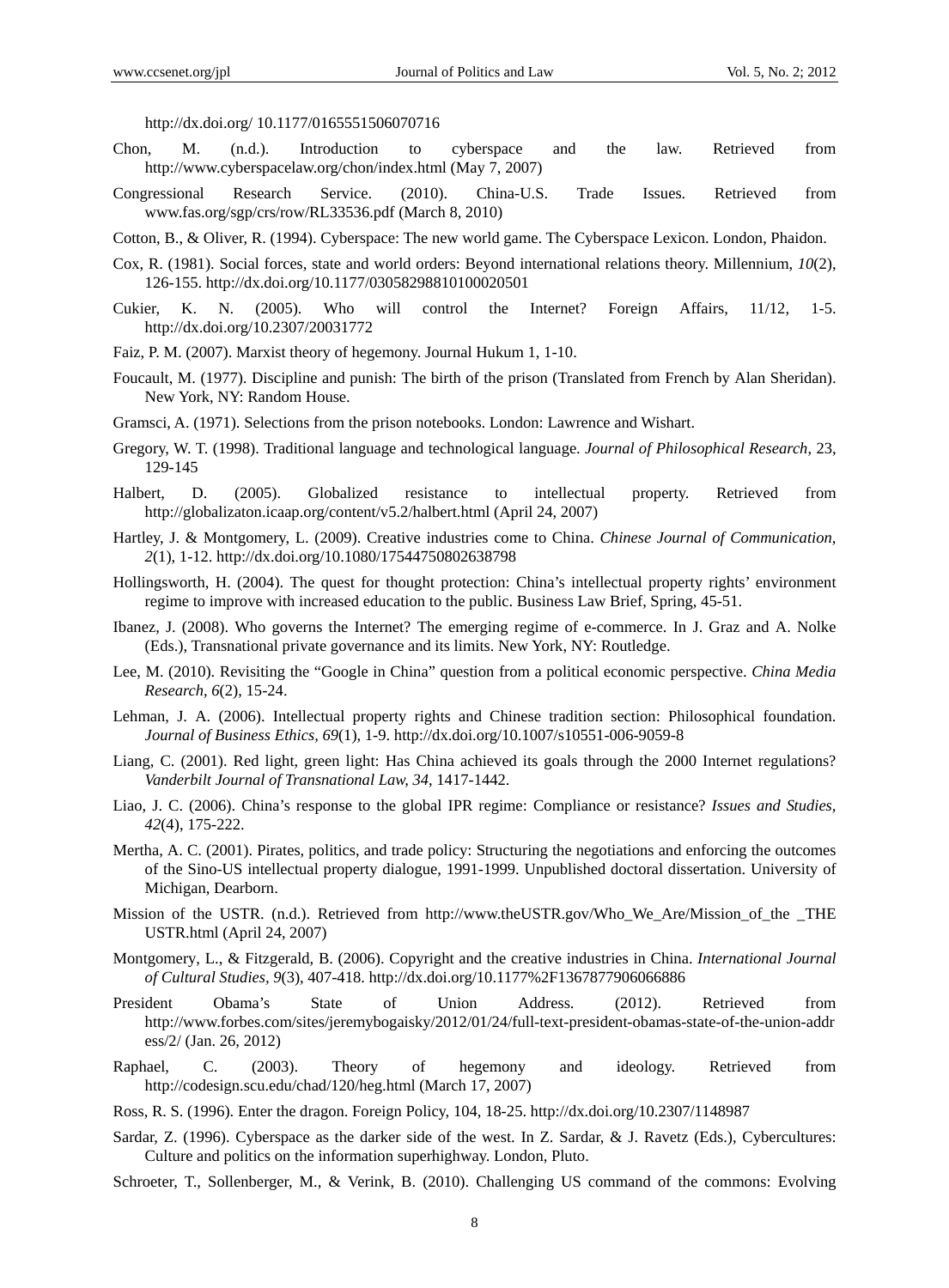http://dx.doi.org/ 10.1177/0165551506070716

Chon, M. (n.d.). Introduction to cyberspace and the law. Retrieved from http://www.cyberspacelaw.org/chon/index.html (May 7, 2007)

Congressional Research Service. (2010). China-U.S. Trade Issues. Retrieved from www.fas.org/sgp/crs/row/RL33536.pdf (March 8, 2010)

Cotton, B., & Oliver, R. (1994). Cyberspace: The new world game. The Cyberspace Lexicon. London, Phaidon.

Cox, R. (1981). Social forces, state and world orders: Beyond international relations theory. Millennium, *10*(2), 126-155. http://dx.doi.org/10.1177/03058298810100020501

Cukier, K. N. (2005). Who will control the Internet? Foreign Affairs, 11/12, 1-5. http://dx.doi.org/10.2307/20031772

Faiz, P. M. (2007). Marxist theory of hegemony. Journal Hukum 1, 1-10.

Foucault, M. (1977). Discipline and punish: The birth of the prison (Translated from French by Alan Sheridan). New York, NY: Random House.

Gramsci, A. (1971). Selections from the prison notebooks. London: Lawrence and Wishart.

Gregory, W. T. (1998). Traditional language and technological language. *Journal of Philosophical Research*, 23, 129-145

Halbert, D. (2005). Globalized resistance to intellectual property. Retrieved from http://globalizaton.icaap.org/content/v5.2/halbert.html (April 24, 2007)

Hartley, J. & Montgomery, L. (2009). Creative industries come to China. *Chinese Journal of Communication*, *2*(1), 1-12. http://dx.doi.org/10.1080/17544750802638798

Hollingsworth, H. (2004). The quest for thought protection: China's intellectual property rights' environment regime to improve with increased education to the public. Business Law Brief, Spring, 45-51.

Ibanez, J. (2008). Who governs the Internet? The emerging regime of e-commerce. In J. Graz and A. Nolke (Eds.), Transnational private governance and its limits. New York, NY: Routledge.

Lee, M. (2010). Revisiting the "Google in China" question from a political economic perspective. *China Media Research, 6*(2), 15-24.

Lehman, J. A. (2006). Intellectual property rights and Chinese tradition section: Philosophical foundation. *Journal of Business Ethics, 69*(1), 1-9. http://dx.doi.org/10.1007/s10551-006-9059-8

Liang, C. (2001). Red light, green light: Has China achieved its goals through the 2000 Internet regulations? *Vanderbilt Journal of Transnational Law, 34*, 1417-1442.

Liao, J. C. (2006). China's response to the global IPR regime: Compliance or resistance? *Issues and Studies, 42*(4), 175-222.

Mertha, A. C. (2001). Pirates, politics, and trade policy: Structuring the negotiations and enforcing the outcomes of the Sino-US intellectual property dialogue, 1991-1999. Unpublished doctoral dissertation. University of Michigan, Dearborn.

Mission of the USTR. (n.d.). Retrieved from http://www.theUSTR.gov/Who_We_Are/Mission_of_the _THE USTR.html (April 24, 2007)

Montgomery, L., & Fitzgerald, B. (2006). Copyright and the creative industries in China. *International Journal of Cultural Studies, 9*(3), 407-418. http://dx.doi.org/10.1177%2F1367877906066886

President Obama's State of Union Address. (2012). Retrieved from http://www.forbes.com/sites/jeremybogaisky/2012/01/24/full-text-president-obamas-state-of-the-union-address/2/ (Jan. 26, 2012)

Raphael, C. (2003). Theory of hegemony and ideology. Retrieved from http://codesign.scu.edu/chad/120/heg.html (March 17, 2007)

Ross, R. S. (1996). Enter the dragon. Foreign Policy, 104, 18-25. http://dx.doi.org/10.2307/1148987

Sardar, Z. (1996). Cyberspace as the darker side of the west. In Z. Sardar, & J. Ravetz (Eds.), Cybercultures: Culture and politics on the information superhighway. London, Pluto.

Schroeter, T., Sollenberger, M., & Verink, B. (2010). Challenging US command of the commons: Evolving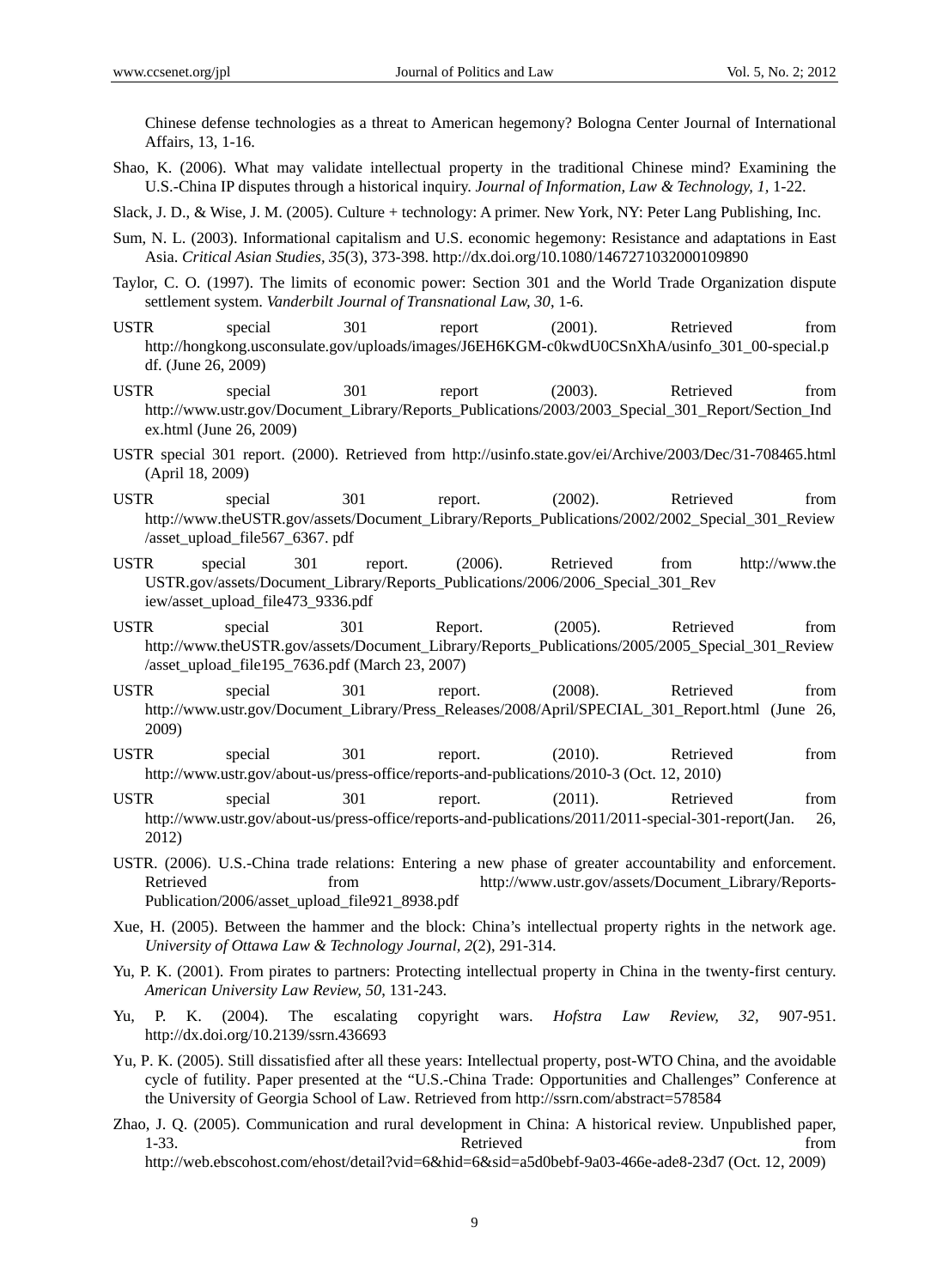Chinese defense technologies as a threat to American hegemony? Bologna Center Journal of International Affairs, 13, 1-16.

Shao, K. (2006). What may validate intellectual property in the traditional Chinese mind? Examining the U.S.-China IP disputes through a historical inquiry. *Journal of Information, Law & Technology, 1,* 1-22.

Slack, J. D., & Wise, J. M. (2005). Culture + technology: A primer. New York, NY: Peter Lang Publishing, Inc.

Sum, N. L. (2003). Informational capitalism and U.S. economic hegemony: Resistance and adaptations in East Asia. *Critical Asian Studies, 35*(3), 373-398. http://dx.doi.org/10.1080/1467271032000109890

Taylor, C. O. (1997). The limits of economic power: Section 301 and the World Trade Organization dispute settlement system. *Vanderbilt Journal of Transnational Law, 30*, 1-6.

USTR special 301 report (2001). Retrieved from http://hongkong.usconsulate.gov/uploads/images/J6EH6KGM-c0kwdU0CSnXhA/usinfo_301_00-special.pdf. (June 26, 2009)

USTR special 301 report (2003). Retrieved from http://www.ustr.gov/Document_Library/Reports_Publications/2003/2003_Special_301_Report/Section_Index.html (June 26, 2009)

USTR special 301 report. (2000). Retrieved from http://usinfo.state.gov/ei/Archive/2003/Dec/31-708465.html (April 18, 2009)

USTR special 301 report. (2002). Retrieved from http://www.theUSTR.gov/assets/Document_Library/Reports_Publications/2002/2002_Special_301_Review/asset_upload_file567_6367. pdf

USTR special 301 report. (2006). Retrieved from http://www.the USTR.gov/assets/Document_Library/Reports_Publications/2006/2006_Special_301_Review/asset_upload_file473_9336.pdf

USTR special 301 Report. (2005). Retrieved from http://www.theUSTR.gov/assets/Document_Library/Reports_Publications/2005/2005_Special_301_Review/asset_upload_file195_7636.pdf (March 23, 2007)

USTR special 301 report. (2008). Retrieved from http://www.ustr.gov/Document_Library/Press_Releases/2008/April/SPECIAL_301_Report.html (June 26, 2009)

USTR special 301 report. (2010). Retrieved from http://www.ustr.gov/about-us/press-office/reports-and-publications/2010-3 (Oct. 12, 2010)

USTR special 301 report. (2011). Retrieved from http://www.ustr.gov/about-us/press-office/reports-and-publications/2011/2011-special-301-report(Jan. 26, 2012)

USTR. (2006). U.S.-China trade relations: Entering a new phase of greater accountability and enforcement. Retrieved from http://www.ustr.gov/assets/Document_Library/Reports-Publication/2006/asset_upload_file921_8938.pdf

Xue, H. (2005). Between the hammer and the block: China's intellectual property rights in the network age. *University of Ottawa Law & Technology Journal, 2*(2), 291-314.

Yu, P. K. (2001). From pirates to partners: Protecting intellectual property in China in the twenty-first century. *American University Law Review, 50*, 131-243.

Yu, P. K. (2004). The escalating copyright wars. *Hofstra Law Review, 32,* 907-951. http://dx.doi.org/10.2139/ssrn.436693

Yu, P. K. (2005). Still dissatisfied after all these years: Intellectual property, post-WTO China, and the avoidable cycle of futility. Paper presented at the "U.S.-China Trade: Opportunities and Challenges" Conference at the University of Georgia School of Law. Retrieved from http://ssrn.com/abstract=578584

Zhao, J. Q. (2005). Communication and rural development in China: A historical review. Unpublished paper, 1-33. Retrieved from http://web.ebscohost.com/ehost/detail?vid=6&hid=6&sid=a5d0bebf-9a03-466e-ade8-23d7 (Oct. 12, 2009)